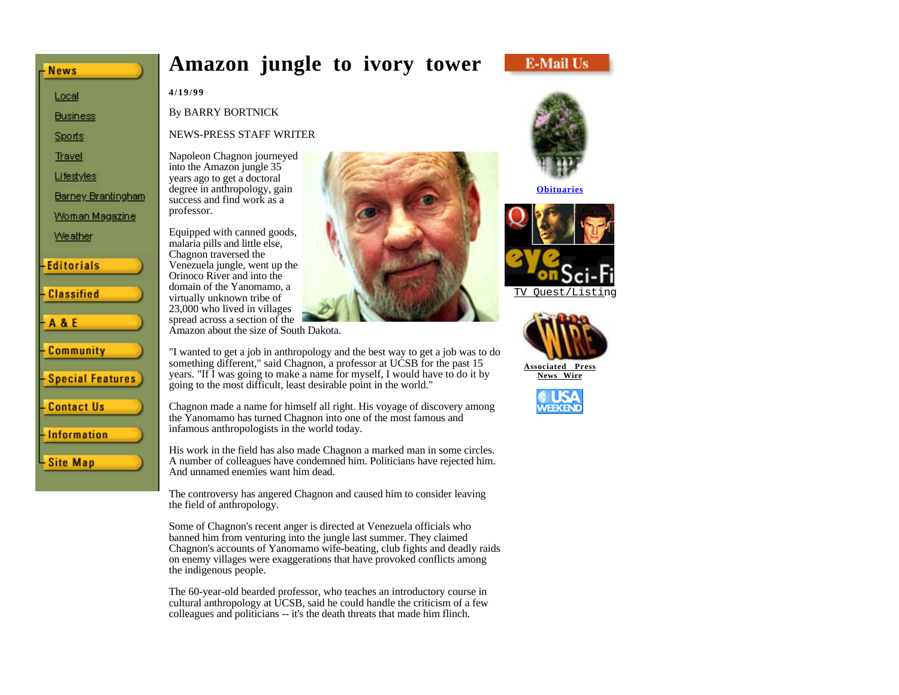# Amazon jungle to ivory tower

**4/19/99**

By BARRY BORTNICK

NEWS-PRESS STAFF WRITER

Napoleon Chagnon journeyed into the Amazon jungle 35 years ago to get a doctoral degree in anthropology, gain success and find work as a professor.

Equipped with canned goods, malaria pills and little else, Chagnon traversed the Venezuela jungle, went up the Orinoco River and into the domain of the Yanomamo, a virtually unknown tribe of 23,000 who lived in villages spread across a section of the Amazon about the size of South Dakota.

"I wanted to get a job in anthropology and the best way to get a job was to do something different," said Chagnon, a professor at UCSB for the past 15 years. "If I was going to make a name for myself, I would have to do it by going to the most difficult, least desirable point in the world."

Chagnon made a name for himself all right. His voyage of discovery among the Yanomamo has turned Chagnon into one of the most famous and infamous anthropologists in the world today.

His work in the field has also made Chagnon a marked man in some circles. A number of colleagues have condemned him. Politicians have rejected him. And unnamed enemies want him dead.

The controversy has angered Chagnon and caused him to consider leaving the field of anthropology.

Some of Chagnon's recent anger is directed at Venezuela officials who banned him from venturing into the jungle last summer. They claimed Chagnon's accounts of Yanomamo wife-beating, club fights and deadly raids on enemy villages were exaggerations that have provoked conflicts among the indigenous people.

The 60-year-old bearded professor, who teaches an introductory course in cultural anthropology at UCSB, said he could handle the criticism of a few colleagues and politicians -- it's the death threats that made him flinch.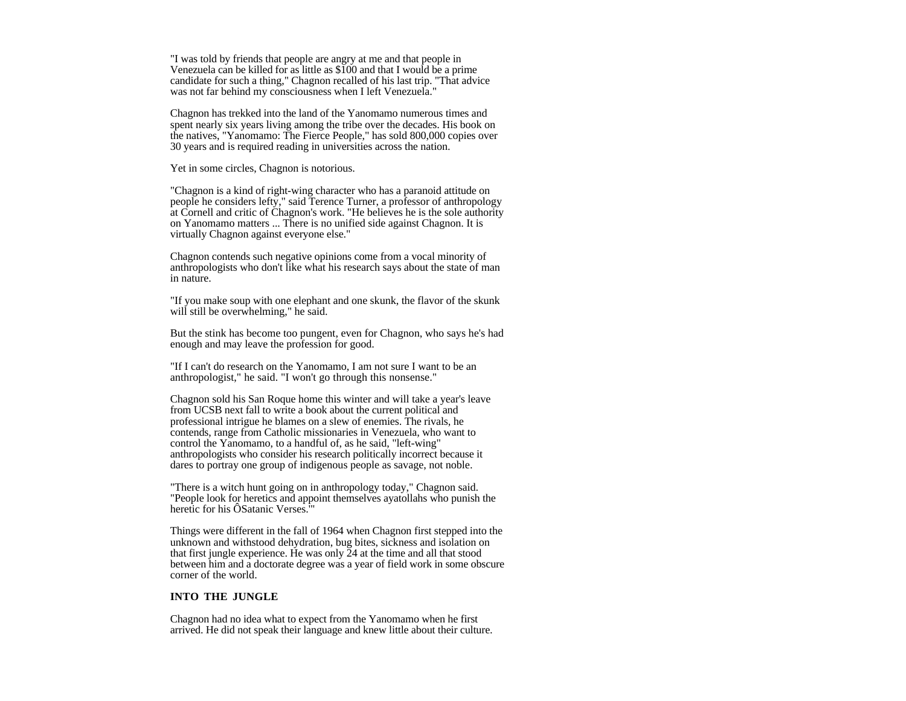"I was told by friends that people are angry at me and that people in Venezuela can be killed for as little as $100 and that I would be a prime candidate for such a thing," Chagnon recalled of his last trip. "That advice was not far behind my consciousness when I left Venezuela."

Chagnon has trekked into the land of the Yanomamo numerous times and spent nearly six years living among the tribe over the decades. His book on the natives, "Yanomamo: The Fierce People," has sold 800,000 copies over 30 years and is required reading in universities across the nation.

Yet in some circles, Chagnon is notorious.

"Chagnon is a kind of right-wing character who has a paranoid attitude on people he considers lefty," said Terence Turner, a professor of anthropology at Cornell and critic of Chagnon's work. "He believes he is the sole authority on Yanomamo matters ... There is no unified side against Chagnon. It is virtually Chagnon against everyone else."

Chagnon contends such negative opinions come from a vocal minority of anthropologists who don't like what his research says about the state of man in nature.

"If you make soup with one elephant and one skunk, the flavor of the skunk will still be overwhelming," he said.

But the stink has become too pungent, even for Chagnon, who says he's had enough and may leave the profession for good.

"If I can't do research on the Yanomamo, I am not sure I want to be an anthropologist," he said. "I won't go through this nonsense."

Chagnon sold his San Roque home this winter and will take a year's leave from UCSB next fall to write a book about the current political and professional intrigue he blames on a slew of enemies. The rivals, he contends, range from Catholic missionaries in Venezuela, who want to control the Yanomamo, to a handful of, as he said, "left-wing" anthropologists who consider his research politically incorrect because it dares to portray one group of indigenous people as savage, not noble.

"There is a witch hunt going on in anthropology today," Chagnon said. "People look for heretics and appoint themselves ayatollahs who punish the heretic for his ÔSatanic Verses.'"

Things were different in the fall of 1964 when Chagnon first stepped into the unknown and withstood dehydration, bug bites, sickness and isolation on that first jungle experience. He was only 24 at the time and all that stood between him and a doctorate degree was a year of field work in some obscure corner of the world.

**INTO THE JUNGLE**

Chagnon had no idea what to expect from the Yanomamo when he first arrived. He did not speak their language and knew little about their culture.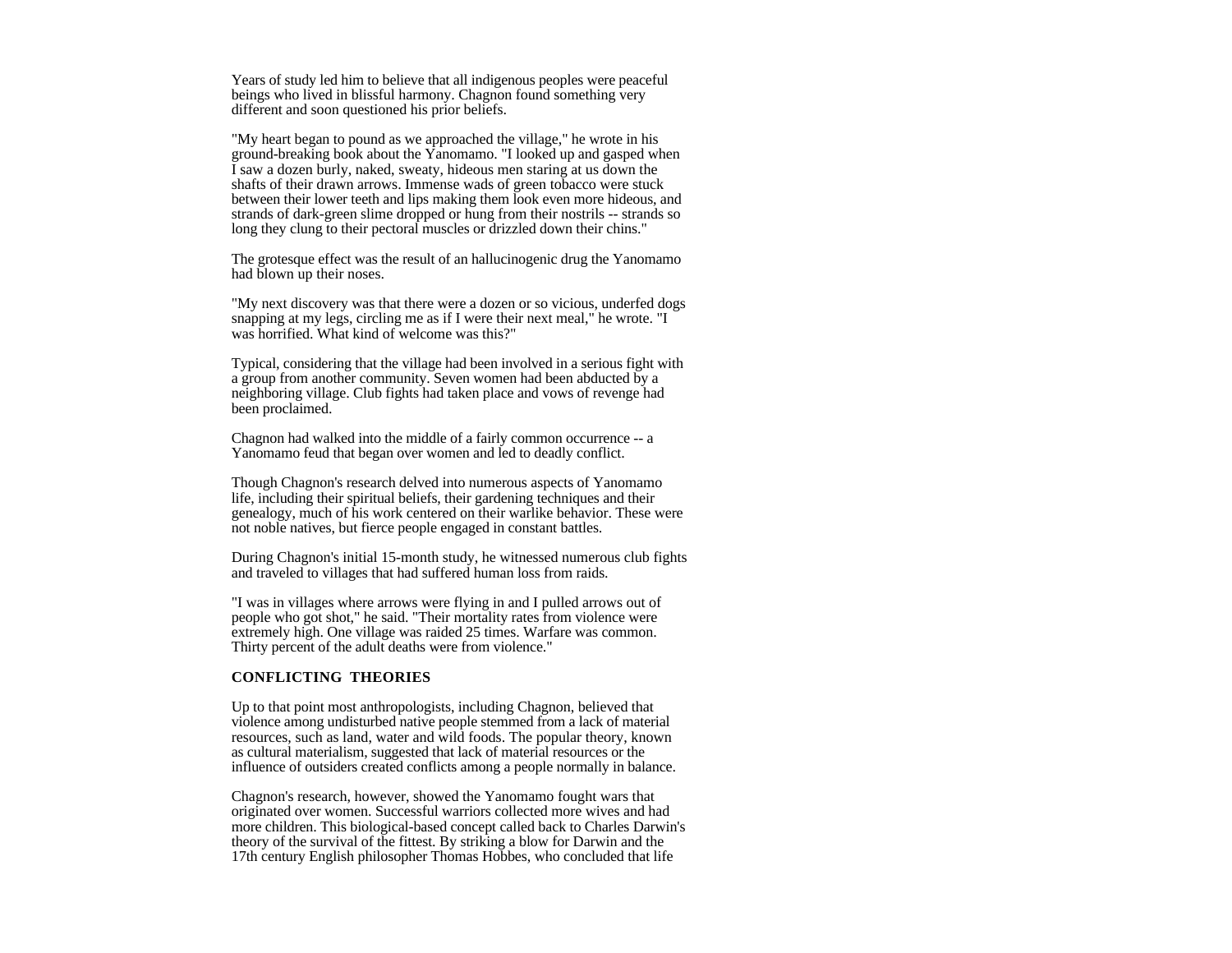Years of study led him to believe that all indigenous peoples were peaceful beings who lived in blissful harmony. Chagnon found something very different and soon questioned his prior beliefs.

"My heart began to pound as we approached the village," he wrote in his ground-breaking book about the Yanomamo. "I looked up and gasped when I saw a dozen burly, naked, sweaty, hideous men staring at us down the shafts of their drawn arrows. Immense wads of green tobacco were stuck between their lower teeth and lips making them look even more hideous, and strands of dark-green slime dropped or hung from their nostrils -- strands so long they clung to their pectoral muscles or drizzled down their chins."

The grotesque effect was the result of an hallucinogenic drug the Yanomamo had blown up their noses.

"My next discovery was that there were a dozen or so vicious, underfed dogs snapping at my legs, circling me as if I were their next meal," he wrote. "I was horrified. What kind of welcome was this?"

Typical, considering that the village had been involved in a serious fight with a group from another community. Seven women had been abducted by a neighboring village. Club fights had taken place and vows of revenge had been proclaimed.

Chagnon had walked into the middle of a fairly common occurrence -- a Yanomamo feud that began over women and led to deadly conflict.

Though Chagnon's research delved into numerous aspects of Yanomamo life, including their spiritual beliefs, their gardening techniques and their genealogy, much of his work centered on their warlike behavior. These were not noble natives, but fierce people engaged in constant battles.

During Chagnon's initial 15-month study, he witnessed numerous club fights and traveled to villages that had suffered human loss from raids.

"I was in villages where arrows were flying in and I pulled arrows out of people who got shot," he said. "Their mortality rates from violence were extremely high. One village was raided 25 times. Warfare was common. Thirty percent of the adult deaths were from violence."

**CONFLICTING THEORIES**

Up to that point most anthropologists, including Chagnon, believed that violence among undisturbed native people stemmed from a lack of material resources, such as land, water and wild foods. The popular theory, known as cultural materialism, suggested that lack of material resources or the influence of outsiders created conflicts among a people normally in balance.

Chagnon's research, however, showed the Yanomamo fought wars that originated over women. Successful warriors collected more wives and had more children. This biological-based concept called back to Charles Darwin's theory of the survival of the fittest. By striking a blow for Darwin and the 17th century English philosopher Thomas Hobbes, who concluded that life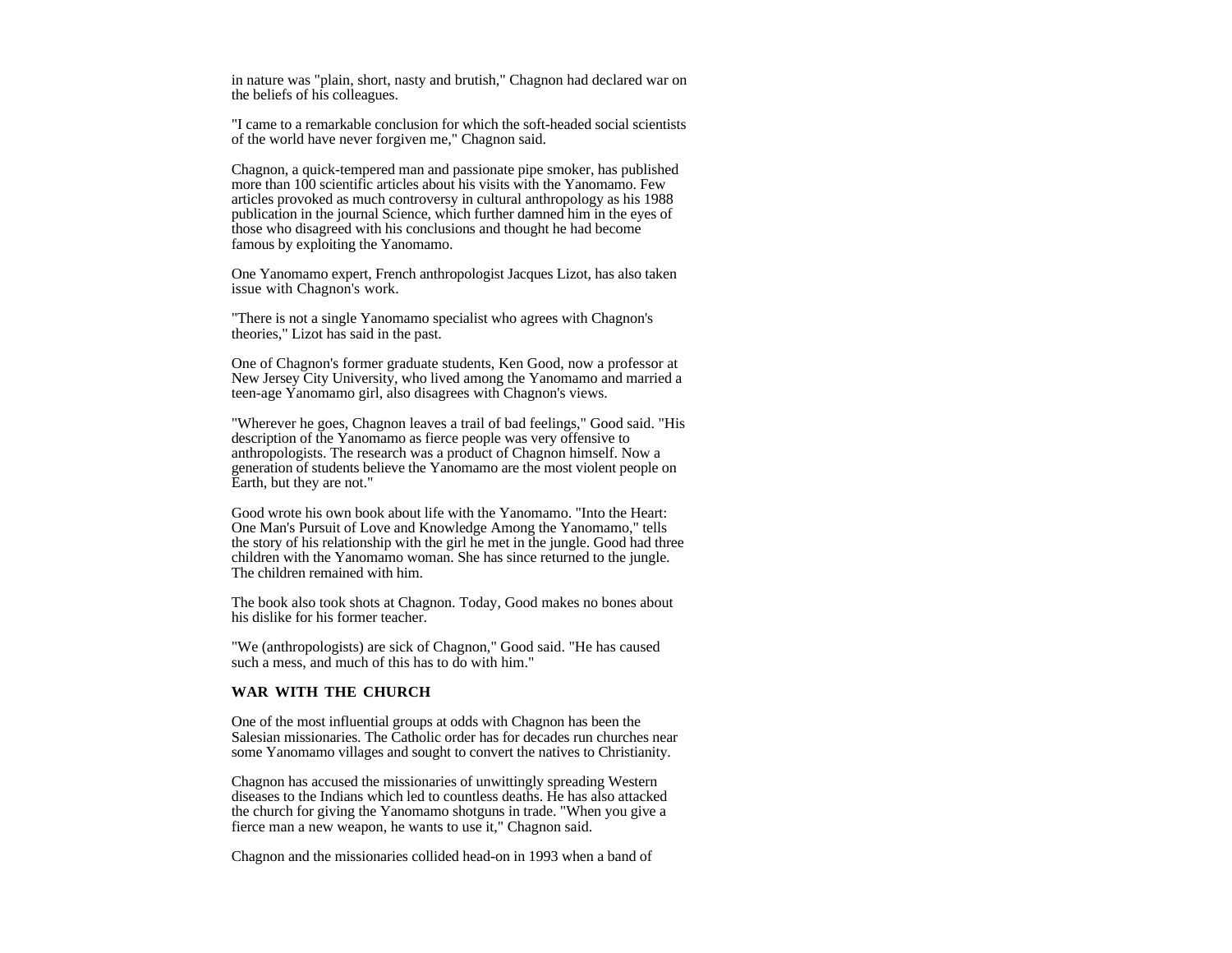in nature was "plain, short, nasty and brutish," Chagnon had declared war on the beliefs of his colleagues.

"I came to a remarkable conclusion for which the soft-headed social scientists of the world have never forgiven me," Chagnon said.

Chagnon, a quick-tempered man and passionate pipe smoker, has published more than 100 scientific articles about his visits with the Yanomamo. Few articles provoked as much controversy in cultural anthropology as his 1988 publication in the journal Science, which further damned him in the eyes of those who disagreed with his conclusions and thought he had become famous by exploiting the Yanomamo.

One Yanomamo expert, French anthropologist Jacques Lizot, has also taken issue with Chagnon's work.

"There is not a single Yanomamo specialist who agrees with Chagnon's theories," Lizot has said in the past.

One of Chagnon's former graduate students, Ken Good, now a professor at New Jersey City University, who lived among the Yanomamo and married a teen-age Yanomamo girl, also disagrees with Chagnon's views.

"Wherever he goes, Chagnon leaves a trail of bad feelings," Good said. "His description of the Yanomamo as fierce people was very offensive to anthropologists. The research was a product of Chagnon himself. Now a generation of students believe the Yanomamo are the most violent people on Earth, but they are not."

Good wrote his own book about life with the Yanomamo. "Into the Heart: One Man's Pursuit of Love and Knowledge Among the Yanomamo," tells the story of his relationship with the girl he met in the jungle. Good had three children with the Yanomamo woman. She has since returned to the jungle. The children remained with him.

The book also took shots at Chagnon. Today, Good makes no bones about his dislike for his former teacher.

"We (anthropologists) are sick of Chagnon," Good said. "He has caused such a mess, and much of this has to do with him."

**WAR WITH THE CHURCH**

One of the most influential groups at odds with Chagnon has been the Salesian missionaries. The Catholic order has for decades run churches near some Yanomamo villages and sought to convert the natives to Christianity.

Chagnon has accused the missionaries of unwittingly spreading Western diseases to the Indians which led to countless deaths. He has also attacked the church for giving the Yanomamo shotguns in trade. "When you give a fierce man a new weapon, he wants to use it," Chagnon said.

Chagnon and the missionaries collided head-on in 1993 when a band of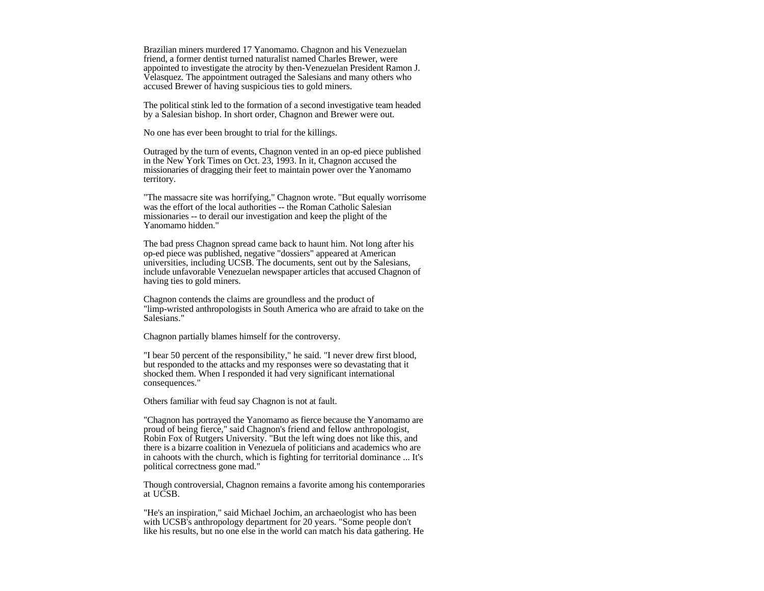Brazilian miners murdered 17 Yanomamo. Chagnon and his Venezuelan friend, a former dentist turned naturalist named Charles Brewer, were appointed to investigate the atrocity by then-Venezuelan President Ramon J. Velasquez. The appointment outraged the Salesians and many others who accused Brewer of having suspicious ties to gold miners.

The political stink led to the formation of a second investigative team headed by a Salesian bishop. In short order, Chagnon and Brewer were out.

No one has ever been brought to trial for the killings.

Outraged by the turn of events, Chagnon vented in an op-ed piece published in the New York Times on Oct. 23, 1993. In it, Chagnon accused the missionaries of dragging their feet to maintain power over the Yanomamo territory.

"The massacre site was horrifying," Chagnon wrote. "But equally worrisome was the effort of the local authorities -- the Roman Catholic Salesian missionaries -- to derail our investigation and keep the plight of the Yanomamo hidden."

The bad press Chagnon spread came back to haunt him. Not long after his op-ed piece was published, negative "dossiers" appeared at American universities, including UCSB. The documents, sent out by the Salesians, include unfavorable Venezuelan newspaper articles that accused Chagnon of having ties to gold miners.

Chagnon contends the claims are groundless and the product of "limp-wristed anthropologists in South America who are afraid to take on the Salesians."

Chagnon partially blames himself for the controversy.

"I bear 50 percent of the responsibility," he said. "I never drew first blood, but responded to the attacks and my responses were so devastating that it shocked them. When I responded it had very significant international consequences."

Others familiar with feud say Chagnon is not at fault.

"Chagnon has portrayed the Yanomamo as fierce because the Yanomamo are proud of being fierce," said Chagnon's friend and fellow anthropologist, Robin Fox of Rutgers University. "But the left wing does not like this, and there is a bizarre coalition in Venezuela of politicians and academics who are in cahoots with the church, which is fighting for territorial dominance ... It's political correctness gone mad."

Though controversial, Chagnon remains a favorite among his contemporaries at UCSB.

"He's an inspiration," said Michael Jochim, an archaeologist who has been with UCSB's anthropology department for 20 years. "Some people don't like his results, but no one else in the world can match his data gathering. He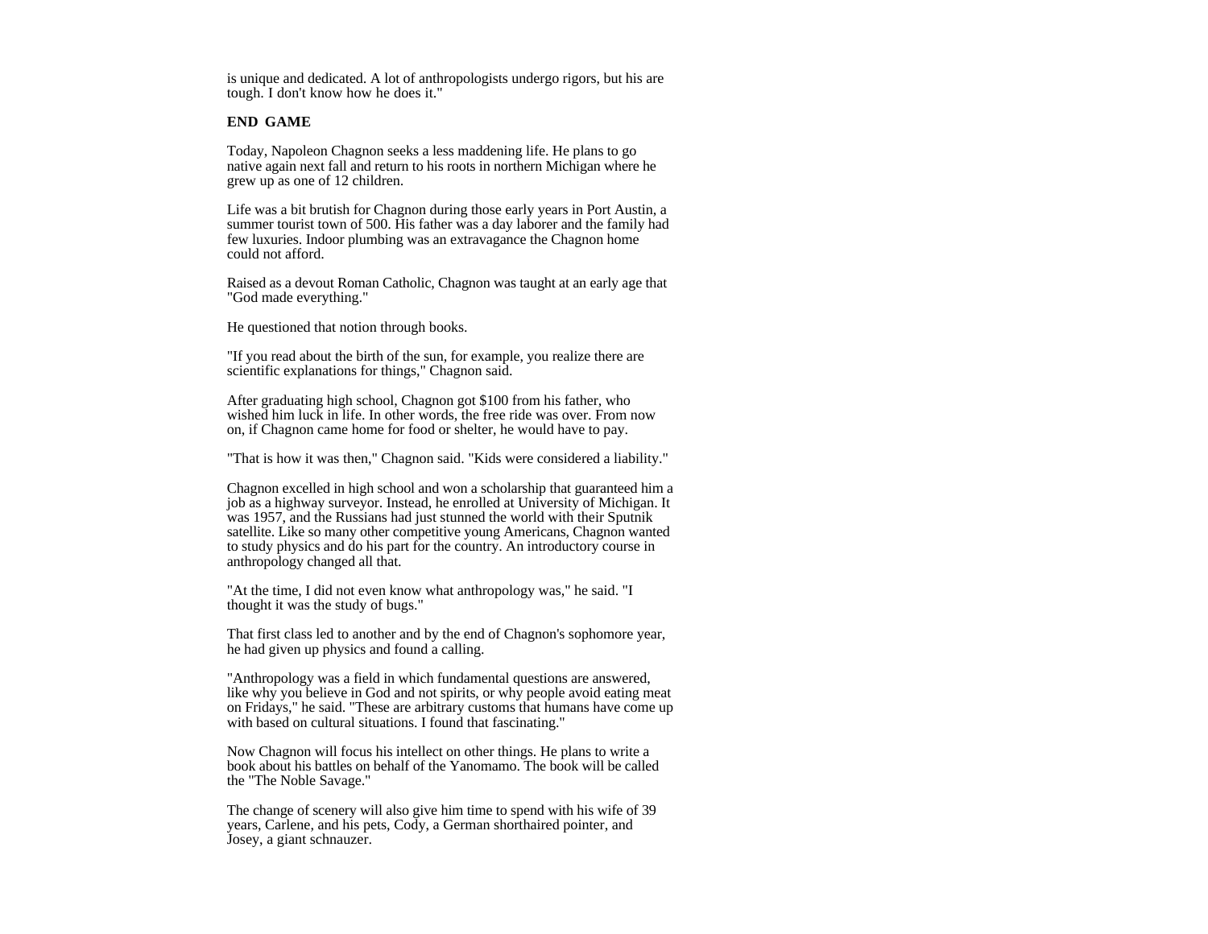is unique and dedicated. A lot of anthropologists undergo rigors, but his are tough. I don't know how he does it."

**END GAME**

Today, Napoleon Chagnon seeks a less maddening life. He plans to go native again next fall and return to his roots in northern Michigan where he grew up as one of 12 children.

Life was a bit brutish for Chagnon during those early years in Port Austin, a summer tourist town of 500. His father was a day laborer and the family had few luxuries. Indoor plumbing was an extravagance the Chagnon home could not afford.

Raised as a devout Roman Catholic, Chagnon was taught at an early age that "God made everything."

He questioned that notion through books.

"If you read about the birth of the sun, for example, you realize there are scientific explanations for things," Chagnon said.

After graduating high school, Chagnon got $100 from his father, who wished him luck in life. In other words, the free ride was over. From now on, if Chagnon came home for food or shelter, he would have to pay.

"That is how it was then," Chagnon said. "Kids were considered a liability."

Chagnon excelled in high school and won a scholarship that guaranteed him a job as a highway surveyor. Instead, he enrolled at University of Michigan. It was 1957, and the Russians had just stunned the world with their Sputnik satellite. Like so many other competitive young Americans, Chagnon wanted to study physics and do his part for the country. An introductory course in anthropology changed all that.

"At the time, I did not even know what anthropology was," he said. "I thought it was the study of bugs."

That first class led to another and by the end of Chagnon's sophomore year, he had given up physics and found a calling.

"Anthropology was a field in which fundamental questions are answered, like why you believe in God and not spirits, or why people avoid eating meat on Fridays," he said. "These are arbitrary customs that humans have come up with based on cultural situations. I found that fascinating."

Now Chagnon will focus his intellect on other things. He plans to write a book about his battles on behalf of the Yanomamo. The book will be called the "The Noble Savage."

The change of scenery will also give him time to spend with his wife of 39 years, Carlene, and his pets, Cody, a German shorthaired pointer, and Josey, a giant schnauzer.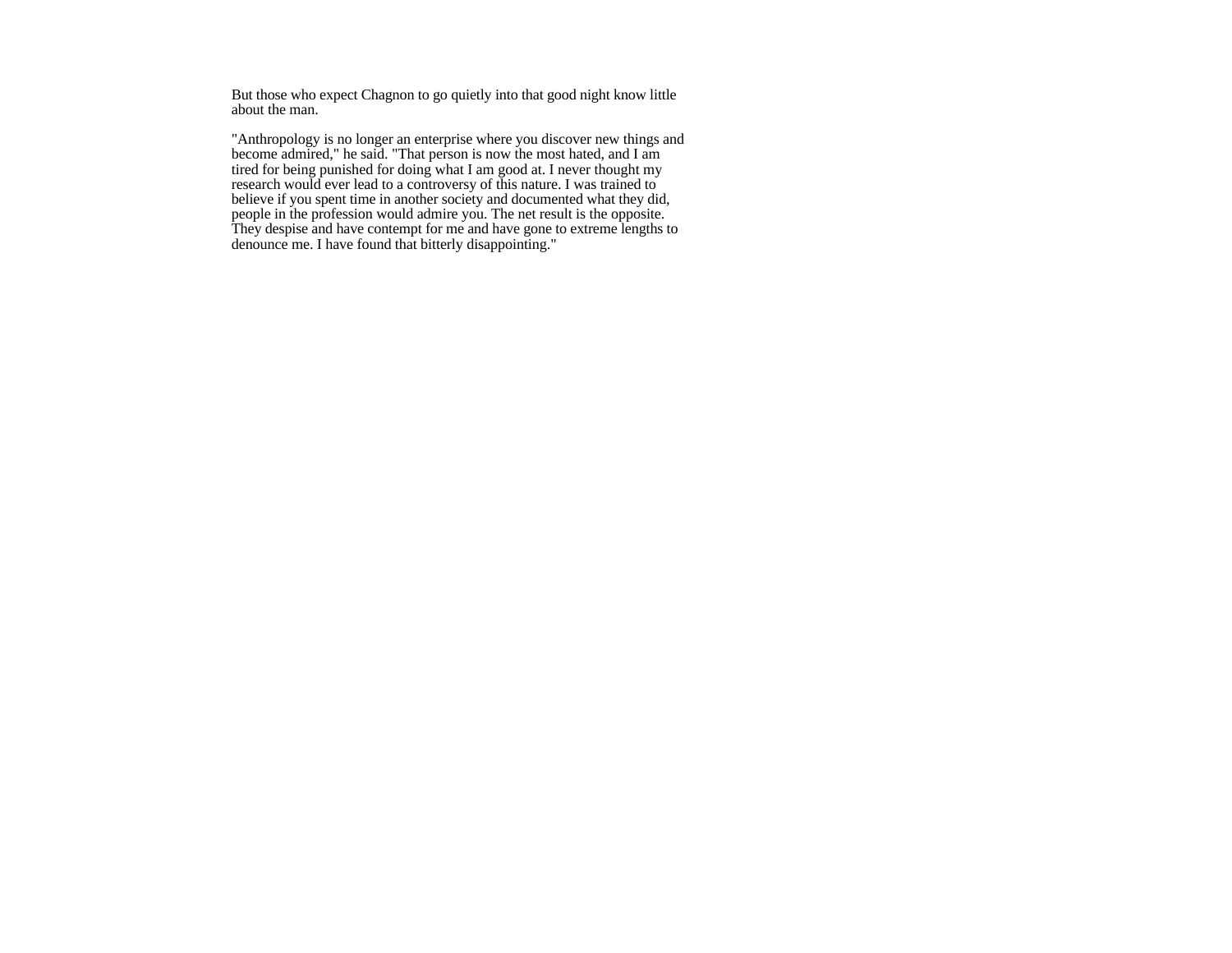But those who expect Chagnon to go quietly into that good night know little about the man.

"Anthropology is no longer an enterprise where you discover new things and become admired," he said. "That person is now the most hated, and I am tired for being punished for doing what I am good at. I never thought my research would ever lead to a controversy of this nature. I was trained to believe if you spent time in another society and documented what they did, people in the profession would admire you. The net result is the opposite. They despise and have contempt for me and have gone to extreme lengths to denounce me. I have found that bitterly disappointing."